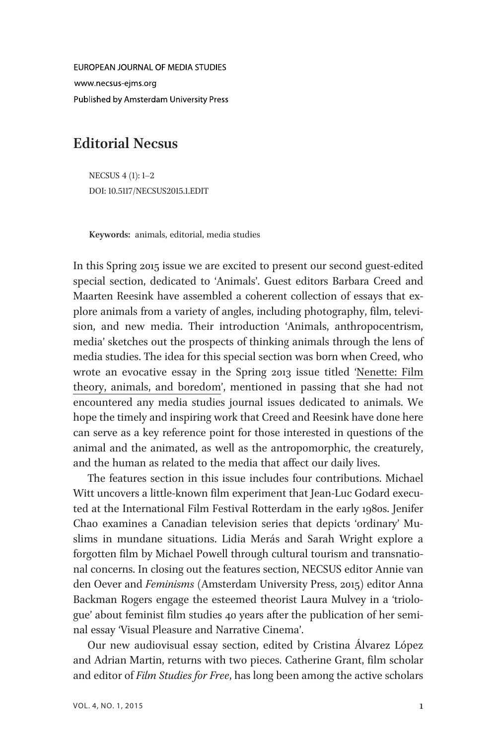EUROPEAN JOURNAL OF MEDIA STUDIES

www.necsus-ejms.org

Published by Amsterdam University Press

# Editorial Necsus

NECSUS 4 (1): 1–2

DOI: 10.5117/NECSUS2015.1.EDIT

**Keywords:** animals, editorial, media studies

In this Spring 2015 issue we are excited to present our second guest-edited special section, dedicated to 'Animals'. Guest editors Barbara Creed and Maarten Reesink have assembled a coherent collection of essays that explore animals from a variety of angles, including photography, film, television, and new media. Their introduction 'Animals, anthropocentrism, media' sketches out the prospects of thinking animals through the lens of media studies. The idea for this special section was born when Creed, who wrote an evocative essay in the Spring 2013 issue titled 'Nenette: Film theory, animals, and boredom', mentioned in passing that she had not encountered any media studies journal issues dedicated to animals. We hope the timely and inspiring work that Creed and Reesink have done here can serve as a key reference point for those interested in questions of the animal and the animated, as well as the antropomorphic, the creaturely, and the human as related to the media that affect our daily lives.

The features section in this issue includes four contributions. Michael Witt uncovers a little-known film experiment that Jean-Luc Godard executed at the International Film Festival Rotterdam in the early 1980s. Jenifer Chao examines a Canadian television series that depicts 'ordinary' Muslims in mundane situations. Lidia Merás and Sarah Wright explore a forgotten film by Michael Powell through cultural tourism and transnational concerns. In closing out the features section, NECSUS editor Annie van den Oever and *Feminisms* (Amsterdam University Press, 2015) editor Anna Backman Rogers engage the esteemed theorist Laura Mulvey in a 'triologue' about feminist film studies 40 years after the publication of her seminal essay 'Visual Pleasure and Narrative Cinema'.

Our new audiovisual essay section, edited by Cristina Álvarez López and Adrian Martin, returns with two pieces. Catherine Grant, film scholar and editor of *Film Studies for Free*, has long been among the active scholars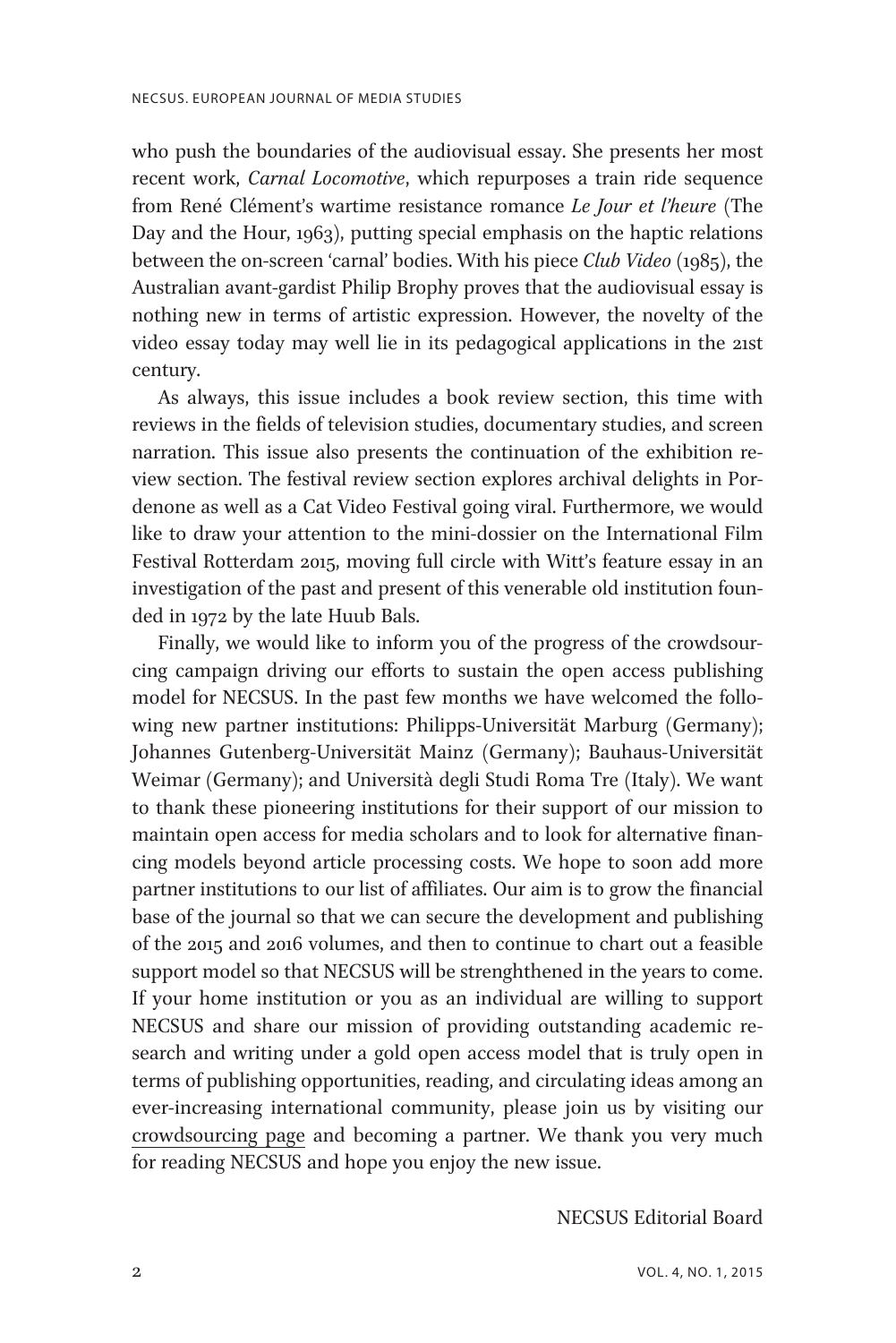who push the boundaries of the audiovisual essay. She presents her most recent work, *Carnal Locomotive*, which repurposes a train ride sequence from René Clément's wartime resistance romance *Le Jour et l'heure* (The Day and the Hour, 1963), putting special emphasis on the haptic relations between the on-screen 'carnal' bodies. With his piece *Club Video* (1985), the Australian avant-gardist Philip Brophy proves that the audiovisual essay is nothing new in terms of artistic expression. However, the novelty of the video essay today may well lie in its pedagogical applications in the 21st century.

As always, this issue includes a book review section, this time with reviews in the fields of television studies, documentary studies, and screen narration. This issue also presents the continuation of the exhibition review section. The festival review section explores archival delights in Pordenone as well as a Cat Video Festival going viral. Furthermore, we would like to draw your attention to the mini-dossier on the International Film Festival Rotterdam 2015, moving full circle with Witt's feature essay in an investigation of the past and present of this venerable old institution founded in 1972 by the late Huub Bals.

Finally, we would like to inform you of the progress of the crowdsourcing campaign driving our efforts to sustain the open access publishing model for NECSUS. In the past few months we have welcomed the following new partner institutions: Philipps-Universität Marburg (Germany); Johannes Gutenberg-Universität Mainz (Germany); Bauhaus-Universität Weimar (Germany); and Università degli Studi Roma Tre (Italy). We want to thank these pioneering institutions for their support of our mission to maintain open access for media scholars and to look for alternative financing models beyond article processing costs. We hope to soon add more partner institutions to our list of affiliates. Our aim is to grow the financial base of the journal so that we can secure the development and publishing of the 2015 and 2016 volumes, and then to continue to chart out a feasible support model so that NECSUS will be strenghthened in the years to come. If your home institution or you as an individual are willing to support NECSUS and share our mission of providing outstanding academic research and writing under a gold open access model that is truly open in terms of publishing opportunities, reading, and circulating ideas among an ever-increasing international community, please join us by visiting our crowdsourcing page and becoming a partner. We thank you very much for reading NECSUS and hope you enjoy the new issue.

NECSUS Editorial Board